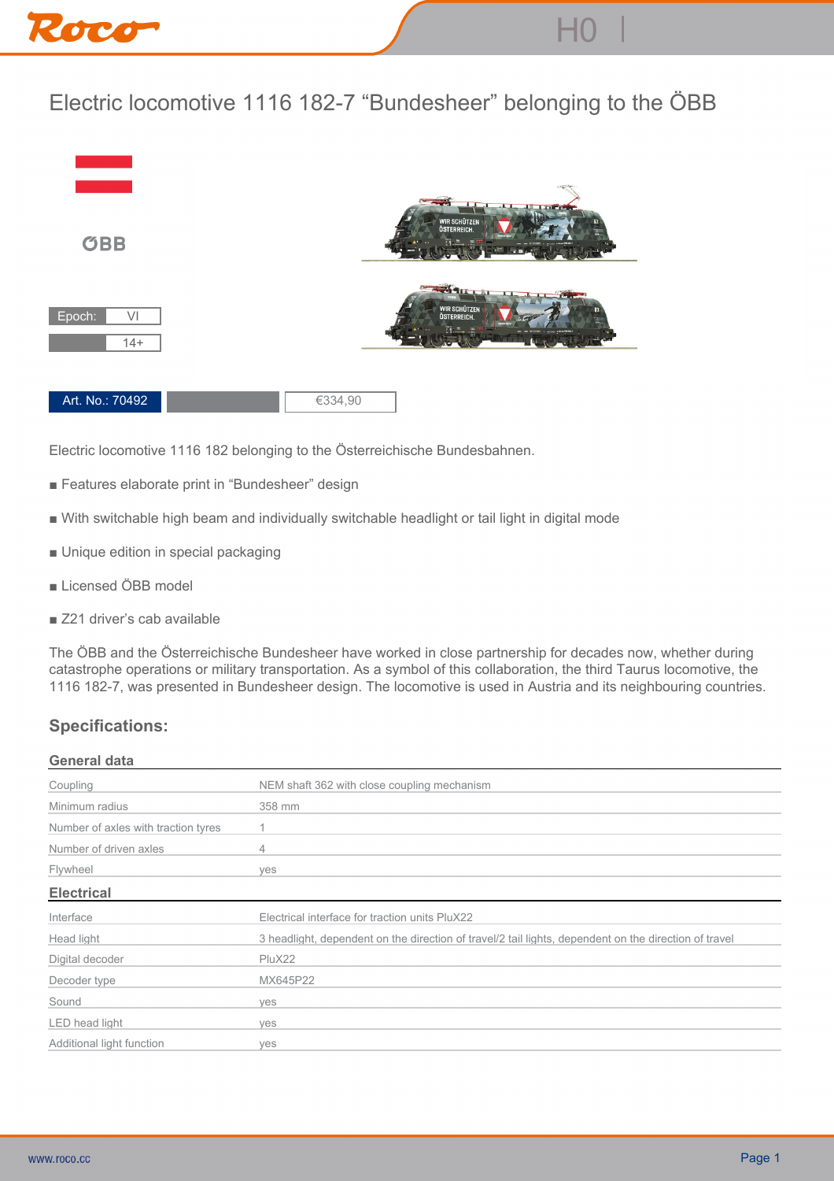# Electric locomotive 1116 182-7 “Bundesheer” belonging to the ÖBB

ÖBB

| Epoch: | VI |
| --- | --- |
| | 14+ |

Art. No.: 70492 | €334,90

Electric locomotive 1116 182 belonging to the Österreichische Bundesbahnen.

- Features elaborate print in “Bundesheer” design
- With switchable high beam and individually switchable headlight or tail light in digital mode
- Unique edition in special packaging
- Licensed ÖBB model
- Z21 driver’s cab available

The ÖBB and the Österreichische Bundesheer have worked in close partnership for decades now, whether during catastrophe operations or military transportation. As a symbol of this collaboration, the third Taurus locomotive, the 1116 182-7, was presented in Bundesheer design. The locomotive is used in Austria and its neighbouring countries.

## Specifications:

### General data

| | |
| --- | --- |
| Coupling | NEM shaft 362 with close coupling mechanism |
| Minimum radius | 358 mm |
| Number of axles with traction tyres | 1 |
| Number of driven axles | 4 |
| Flywheel | yes |

### Electrical

| | |
| --- | --- |
| Interface | Electrical interface for traction units PluX22 |
| Head light | 3 headlight, dependent on the direction of travel/2 tail lights, dependent on the direction of travel |
| Digital decoder | PluX22 |
| Decoder type | MX645P22 |
| Sound | yes |
| LED head light | yes |
| Additional light function | yes |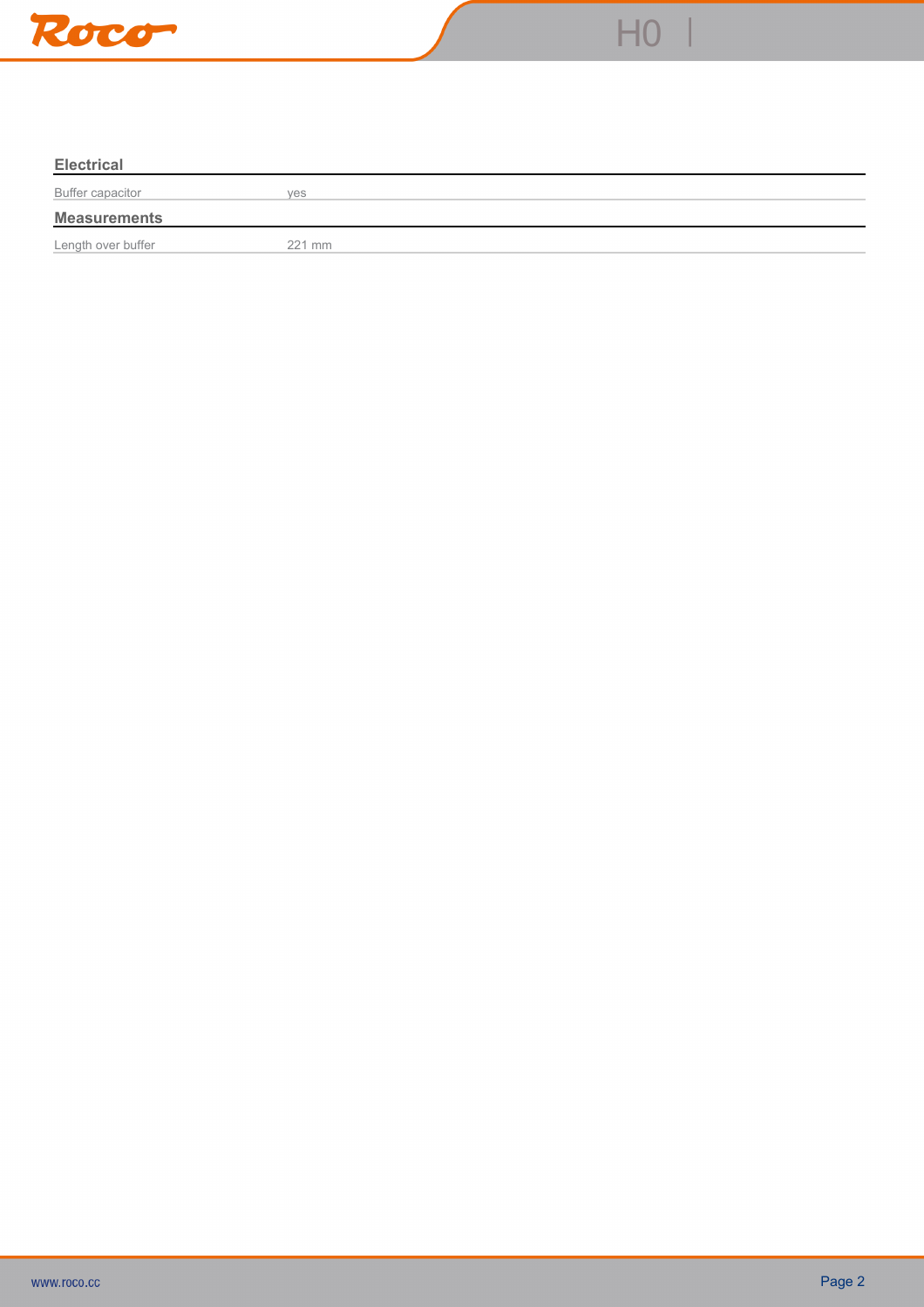## Electrical

| | |
|---|---|
| Buffer capacitor | yes |

## Measurements

| | |
|---|---|
| Length over buffer | 221 mm |